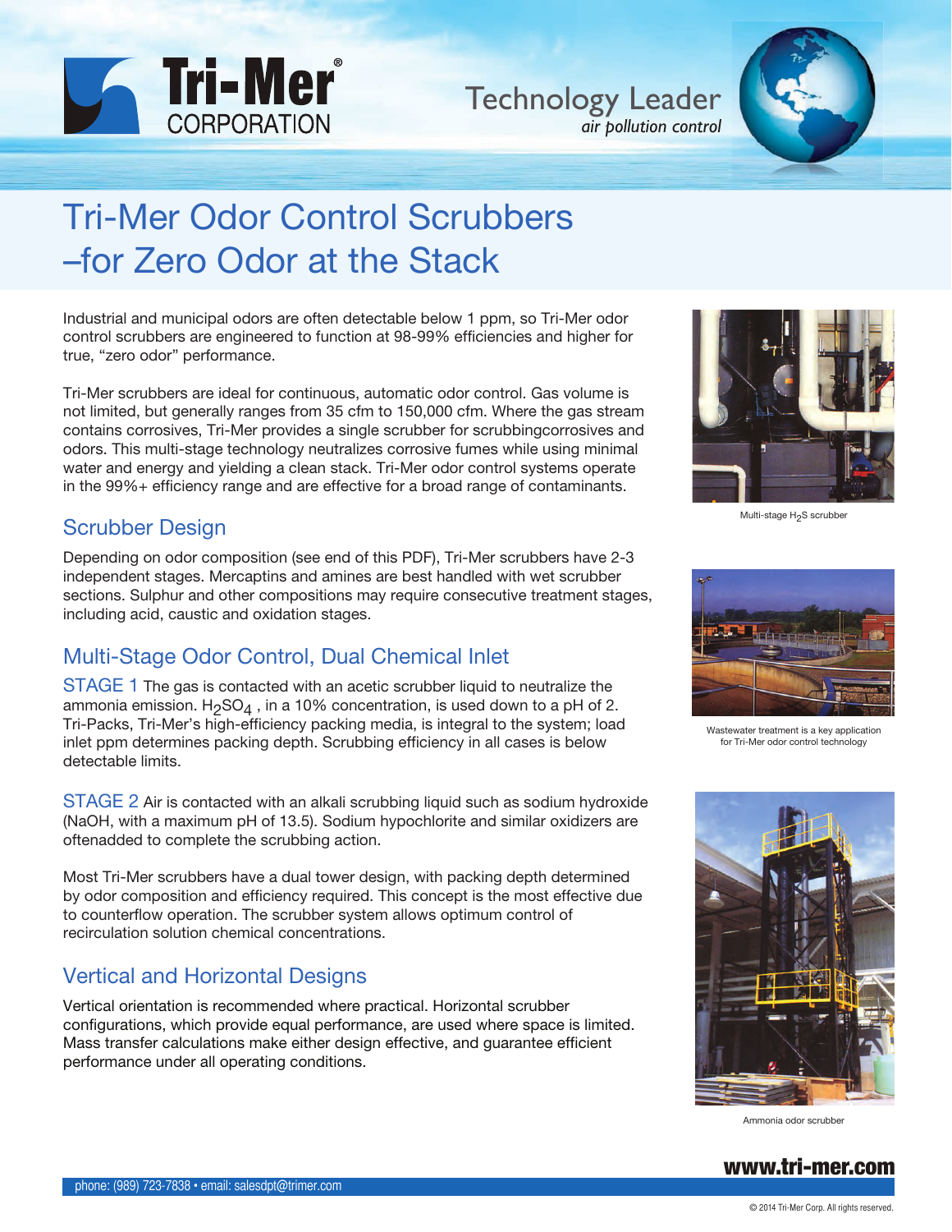Tri-Mer® CORPORATION

Technology Leader
*air pollution control*

# Tri-Mer Odor Control Scrubbers –for Zero Odor at the Stack

Industrial and municipal odors are often detectable below 1 ppm, so Tri-Mer odor control scrubbers are engineered to function at 98-99% efficiencies and higher for true, "zero odor" performance.

Tri-Mer scrubbers are ideal for continuous, automatic odor control. Gas volume is not limited, but generally ranges from 35 cfm to 150,000 cfm. Where the gas stream contains corrosives, Tri-Mer provides a single scrubber for scrubbingcorrosives and odors. This multi-stage technology neutralizes corrosive fumes while using minimal water and energy and yielding a clean stack. Tri-Mer odor control systems operate in the 99%+ efficiency range and are effective for a broad range of contaminants.

Multi-stage $H_2S$ scrubber

## Scrubber Design

Depending on odor composition (see end of this PDF), Tri-Mer scrubbers have 2-3 independent stages. Mercaptins and amines are best handled with wet scrubber sections. Sulphur and other compositions may require consecutive treatment stages, including acid, caustic and oxidation stages.

Wastewater treatment is a key application for Tri-Mer odor control technology

## Multi-Stage Odor Control, Dual Chemical Inlet

STAGE 1 The gas is contacted with an acetic scrubber liquid to neutralize the ammonia emission. $H_2SO_4$ , in a 10% concentration, is used down to a pH of 2. Tri-Packs, Tri-Mer's high-efficiency packing media, is integral to the system; load inlet ppm determines packing depth. Scrubbing efficiency in all cases is below detectable limits.

STAGE 2 Air is contacted with an alkali scrubbing liquid such as sodium hydroxide (NaOH, with a maximum pH of 13.5). Sodium hypochlorite and similar oxidizers are oftenadded to complete the scrubbing action.

Most Tri-Mer scrubbers have a dual tower design, with packing depth determined by odor composition and efficiency required. This concept is the most effective due to counterflow operation. The scrubber system allows optimum control of recirculation solution chemical concentrations.

Ammonia odor scrubber

## Vertical and Horizontal Designs

Vertical orientation is recommended where practical. Horizontal scrubber configurations, which provide equal performance, are used where space is limited. Mass transfer calculations make either design effective, and guarantee efficient performance under all operating conditions.

www.tri-mer.com

phone: (989) 723-7838 • email: salesdpt@trimer.com

© 2014 Tri-Mer Corp. All rights reserved.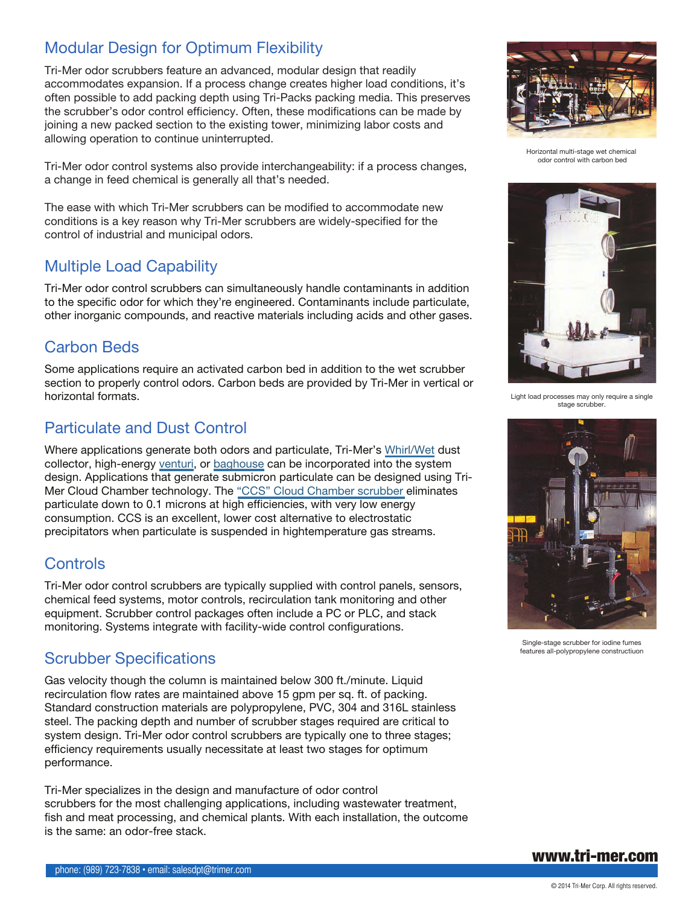## Modular Design for Optimum Flexibility

Tri-Mer odor scrubbers feature an advanced, modular design that readily accommodates expansion. If a process change creates higher load conditions, it's often possible to add packing depth using Tri-Packs packing media. This preserves the scrubber's odor control efficiency. Often, these modifications can be made by joining a new packed section to the existing tower, minimizing labor costs and allowing operation to continue uninterrupted.

Tri-Mer odor control systems also provide interchangeability: if a process changes, a change in feed chemical is generally all that's needed.

The ease with which Tri-Mer scrubbers can be modified to accommodate new conditions is a key reason why Tri-Mer scrubbers are widely-specified for the control of industrial and municipal odors.

## Multiple Load Capability

Tri-Mer odor control scrubbers can simultaneously handle contaminants in addition to the specific odor for which they're engineered. Contaminants include particulate, other inorganic compounds, and reactive materials including acids and other gases.

## Carbon Beds

Some applications require an activated carbon bed in addition to the wet scrubber section to properly control odors. Carbon beds are provided by Tri-Mer in vertical or horizontal formats.

## Particulate and Dust Control

Where applications generate both odors and particulate, Tri-Mer's Whirl/Wet dust collector, high-energy venturi, or baghouse can be incorporated into the system design. Applications that generate submicron particulate can be designed using Tri-Mer Cloud Chamber technology. The "CCS" Cloud Chamber scrubber eliminates particulate down to 0.1 microns at high efficiencies, with very low energy consumption. CCS is an excellent, lower cost alternative to electrostatic precipitators when particulate is suspended in hightemperature gas streams.

## Controls

Tri-Mer odor control scrubbers are typically supplied with control panels, sensors, chemical feed systems, motor controls, recirculation tank monitoring and other equipment. Scrubber control packages often include a PC or PLC, and stack monitoring. Systems integrate with facility-wide control configurations.

## Scrubber Specifications

Gas velocity though the column is maintained below 300 ft./minute. Liquid recirculation flow rates are maintained above 15 gpm per sq. ft. of packing. Standard construction materials are polypropylene, PVC, 304 and 316L stainless steel. The packing depth and number of scrubber stages required are critical to system design. Tri-Mer odor control scrubbers are typically one to three stages; efficiency requirements usually necessitate at least two stages for optimum performance.

Tri-Mer specializes in the design and manufacture of odor control scrubbers for the most challenging applications, including wastewater treatment, fish and meat processing, and chemical plants. With each installation, the outcome is the same: an odor-free stack.

Horizontal multi-stage wet chemical odor control with carbon bed

Light load processes may only require a single stage scrubber.

Single-stage scrubber for iodine fumes features all-polypropylene constructiuon

www.tri-mer.com

phone: (989) 723-7838 • email: salesdpt@trimer.com

© 2014 Tri-Mer Corp. All rights reserved.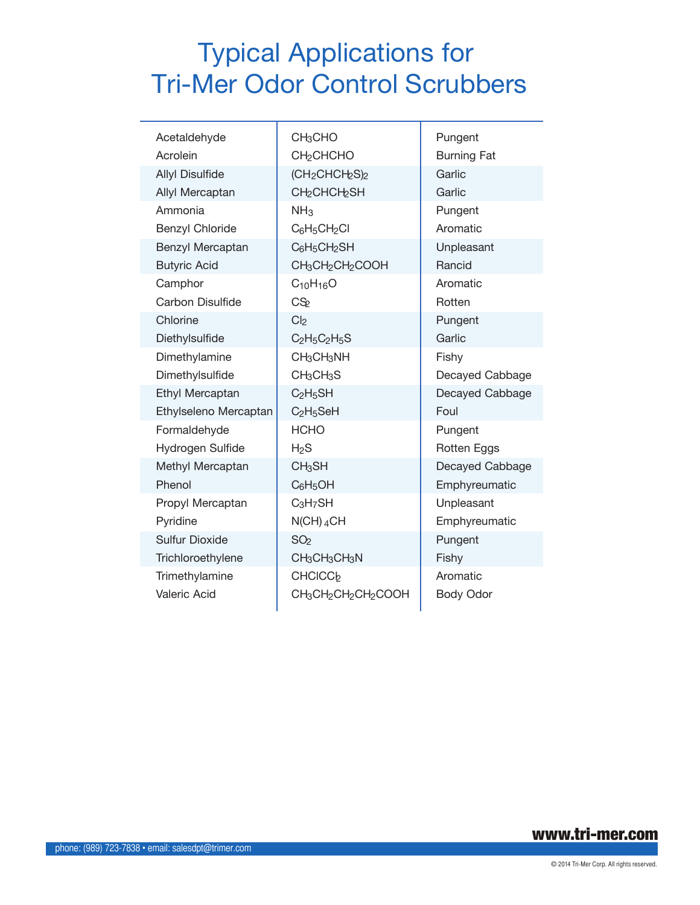# Typical Applications for Tri-Mer Odor Control Scrubbers

| | | |
|---|---|---|
| Acetaldehyde | $CH_3CHO$ | Pungent |
| Acrolein | $CH_2CHCHO$ | Burning Fat |
| Allyl Disulfide | $(CH_2CHCH_2S)_2$ | Garlic |
| Allyl Mercaptan | $CH_2CHCH_2SH$ | Garlic |
| Ammonia | $NH_3$ | Pungent |
| Benzyl Chloride | $C_6H_5CH_2Cl$ | Aromatic |
| Benzyl Mercaptan | $C_6H_5CH_2SH$ | Unpleasant |
| Butyric Acid | $CH_3CH_2CH_2COOH$ | Rancid |
| Camphor | $C_{10}H_{16}O$ | Aromatic |
| Carbon Disulfide | $CS_2$ | Rotten |
| Chlorine | $Cl_2$ | Pungent |
| Diethylsulfide | $C_2H_5C_2H_5S$ | Garlic |
| Dimethylamine | $CH_3CH_3NH$ | Fishy |
| Dimethylsulfide | $CH_3CH_3S$ | Decayed Cabbage |
| Ethyl Mercaptan | $C_2H_5SH$ | Decayed Cabbage |
| Ethylseleno Mercaptan | $C_2H_5SeH$ | Foul |
| Formaldehyde | $HCHO$ | Pungent |
| Hydrogen Sulfide | $H_2S$ | Rotten Eggs |
| Methyl Mercaptan | $CH_3SH$ | Decayed Cabbage |
| Phenol | $C_6H_5OH$ | Emphyreumatic |
| Propyl Mercaptan | $C_3H_7SH$ | Unpleasant |
| Pyridine | $N(CH)_4CH$ | Emphyreumatic |
| Sulfur Dioxide | $SO_2$ | Pungent |
| Trichloroethylene | $CH_3CH_3CH_3N$ | Fishy |
| Trimethylamine | $CHClCCl_2$ | Aromatic |
| Valeric Acid | $CH_3CH_2CH_2CH_2COOH$ | Body Odor |

www.tri-mer.com

phone: (989) 723-7838 • email: salesdpt@trimer.com

© 2014 Tri-Mer Corp. All rights reserved.